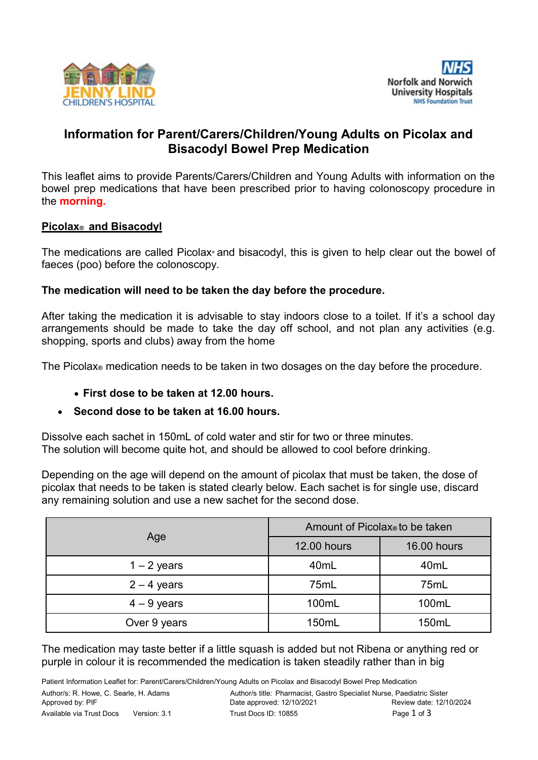# Information for Parent/Carers/Children/Young Adults on Picolax and Bisacodyl Bowel Prep Medication

This leaflet aims to provide Parents/Carers/Children and Young Adults with information on the bowel prep medications that have been prescribed prior to having colonoscopy procedure in the **morning.**

## Picolax® and Bisacodyl

The medications are called Picolax® and bisacodyl, this is given to help clear out the bowel of faeces (poo) before the colonoscopy.

**The medication will need to be taken the day before the procedure.**

After taking the medication it is advisable to stay indoors close to a toilet. If it's a school day arrangements should be made to take the day off school, and not plan any activities (e.g. shopping, sports and clubs) away from the home

The Picolax® medication needs to be taken in two dosages on the day before the procedure.

- **First dose to be taken at 12.00 hours.**
- **Second dose to be taken at 16.00 hours.**

Dissolve each sachet in 150mL of cold water and stir for two or three minutes.
The solution will become quite hot, and should be allowed to cool before drinking.

Depending on the age will depend on the amount of picolax that must be taken, the dose of picolax that needs to be taken is stated clearly below. Each sachet is for single use, discard any remaining solution and use a new sachet for the second dose.

| Age | Amount of Picolax® to be taken | |
|---|---|---|
| | 12.00 hours | 16.00 hours |
| 1 – 2 years | 40mL | 40mL |
| 2 – 4 years | 75mL | 75mL |
| 4 – 9 years | 100mL | 100mL |
| Over 9 years | 150mL | 150mL |

The medication may taste better if a little squash is added but not Ribena or anything red or purple in colour it is recommended the medication is taken steadily rather than in big

Patient Information Leaflet for: Parent/Carers/Children/Young Adults on Picolax and Bisacodyl Bowel Prep Medication
Author/s: R. Howe, C. Searle, H. Adams | Author/s title: Pharmacist, Gastro Specialist Nurse, Paediatric Sister
Approved by: PIF | Date approved: 12/10/2021 | Review date: 12/10/2024
Available via Trust Docs | Version: 3.1 | Trust Docs ID: 10855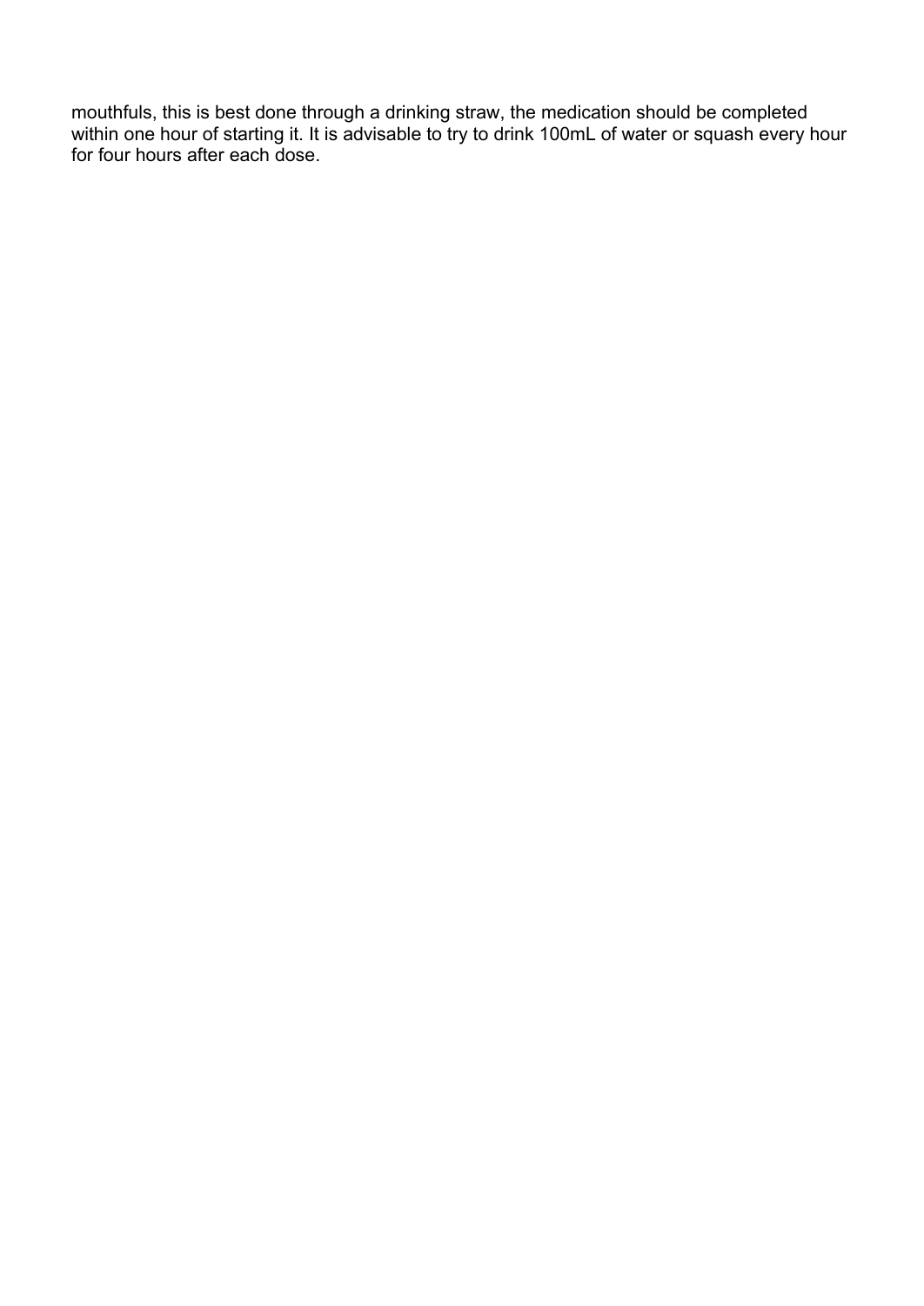mouthfuls, this is best done through a drinking straw, the medication should be completed within one hour of starting it. It is advisable to try to drink 100mL of water or squash every hour for four hours after each dose.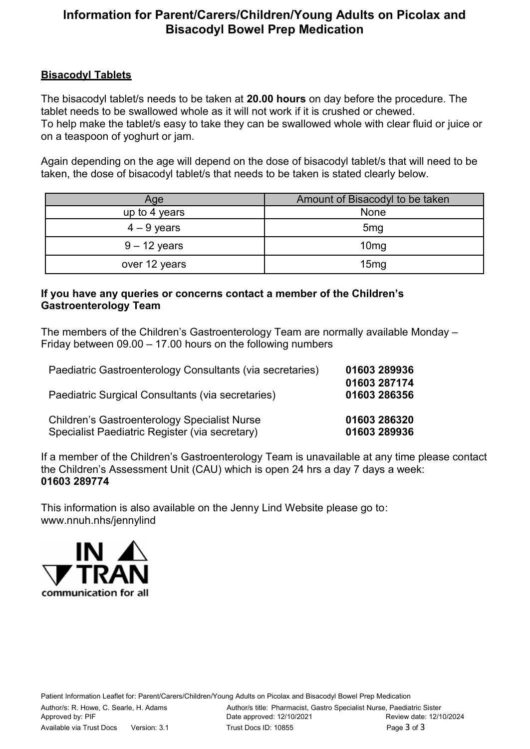# Information for Parent/Carers/Children/Young Adults on Picolax and Bisacodyl Bowel Prep Medication

## Bisacodyl Tablets

The bisacodyl tablet/s needs to be taken at **20.00 hours** on day before the procedure. The tablet needs to be swallowed whole as it will not work if it is crushed or chewed.
To help make the tablet/s easy to take they can be swallowed whole with clear fluid or juice or on a teaspoon of yoghurt or jam.

Again depending on the age will depend on the dose of bisacodyl tablet/s that will need to be taken, the dose of bisacodyl tablet/s that needs to be taken is stated clearly below.

| Age | Amount of Bisacodyl to be taken |
|---|---|
| up to 4 years | None |
| 4 – 9 years | 5mg |
| 9 – 12 years | 10mg |
| over 12 years | 15mg |

**If you have any queries or concerns contact a member of the Children's Gastroenterology Team**

The members of the Children's Gastroenterology Team are normally available Monday – Friday between 09.00 – 17.00 hours on the following numbers

| | |
|---|---|
| Paediatric Gastroenterology Consultants (via secretaries) | **01603 289936** |
| | **01603 287174** |
| Paediatric Surgical Consultants (via secretaries) | **01603 286356** |
| Children's Gastroenterology Specialist Nurse | **01603 286320** |
| Specialist Paediatric Register (via secretary) | **01603 289936** |

If a member of the Children's Gastroenterology Team is unavailable at any time please contact the Children's Assessment Unit (CAU) which is open 24 hrs a day 7 days a week:
**01603 289774**

This information is also available on the Jenny Lind Website please go to:
www.nnuh.nhs/jennylind

IN TRAN
communication for all

Patient Information Leaflet for: Parent/Carers/Children/Young Adults on Picolax and Bisacodyl Bowel Prep Medication
Author/s: R. Howe, C. Searle, H. Adams Author/s title: Pharmacist, Gastro Specialist Nurse, Paediatric Sister
Approved by: PIF Date approved: 12/10/2021 Review date: 12/10/2024
Available via Trust Docs Version: 3.1 Trust Docs ID: 10855